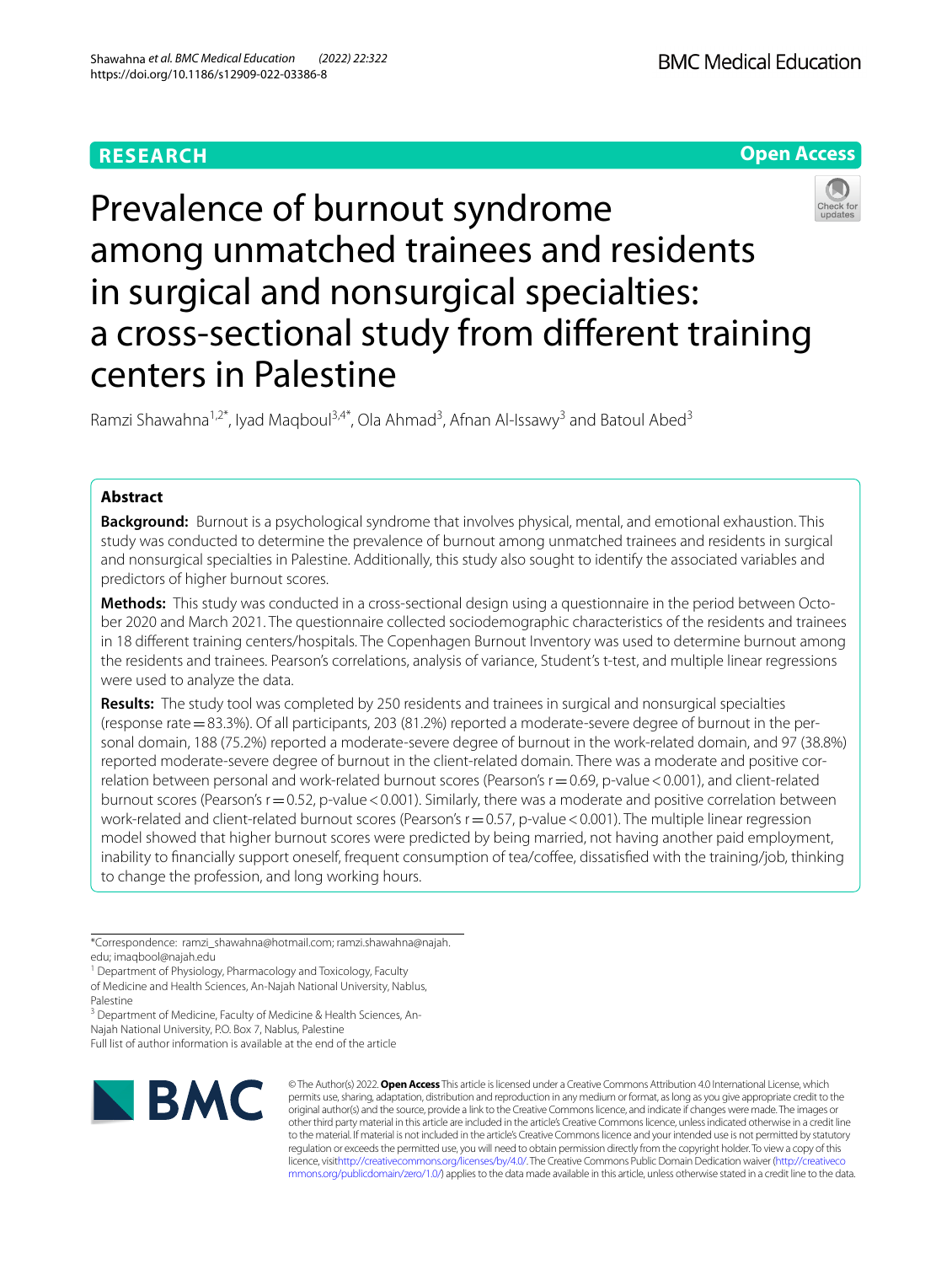RESEARCH

Open Access

# Prevalence of burnout syndrome among unmatched trainees and residents in surgical and nonsurgical specialties: a cross-sectional study from different training centers in Palestine

Ramzi Shawahna[1,2*], Iyad Maqboul[3,4*], Ola Ahmad[3], Afnan Al-Issawy[3] and Batoul Abed[3]

## Abstract

**Background:** Burnout is a psychological syndrome that involves physical, mental, and emotional exhaustion. This study was conducted to determine the prevalence of burnout among unmatched trainees and residents in surgical and nonsurgical specialties in Palestine. Additionally, this study also sought to identify the associated variables and predictors of higher burnout scores.

**Methods:** This study was conducted in a cross-sectional design using a questionnaire in the period between October 2020 and March 2021. The questionnaire collected sociodemographic characteristics of the residents and trainees in 18 different training centers/hospitals. The Copenhagen Burnout Inventory was used to determine burnout among the residents and trainees. Pearson's correlations, analysis of variance, Student's t-test, and multiple linear regressions were used to analyze the data.

**Results:** The study tool was completed by 250 residents and trainees in surgical and nonsurgical specialties (response rate = 83.3%). Of all participants, 203 (81.2%) reported a moderate-severe degree of burnout in the personal domain, 188 (75.2%) reported a moderate-severe degree of burnout in the work-related domain, and 97 (38.8%) reported moderate-severe degree of burnout in the client-related domain. There was a moderate and positive correlation between personal and work-related burnout scores (Pearson's r = 0.69, p-value < 0.001), and client-related burnout scores (Pearson's r = 0.52, p-value < 0.001). Similarly, there was a moderate and positive correlation between work-related and client-related burnout scores (Pearson's r = 0.57, p-value < 0.001). The multiple linear regression model showed that higher burnout scores were predicted by being married, not having another paid employment, inability to financially support oneself, frequent consumption of tea/coffee, dissatisfied with the training/job, thinking to change the profession, and long working hours.

*Correspondence: ramzi_shawahna@hotmail.com; ramzi.shawahna@najah.edu; imaqbool@najah.edu

[1] Department of Physiology, Pharmacology and Toxicology, Faculty of Medicine and Health Sciences, An-Najah National University, Nablus, Palestine

[3] Department of Medicine, Faculty of Medicine & Health Sciences, An-Najah National University, P.O. Box 7, Nablus, Palestine

Full list of author information is available at the end of the article

© The Author(s) 2022. **Open Access** This article is licensed under a Creative Commons Attribution 4.0 International License, which permits use, sharing, adaptation, distribution and reproduction in any medium or format, as long as you give appropriate credit to the original author(s) and the source, provide a link to the Creative Commons licence, and indicate if changes were made. The images or other third party material in this article are included in the article's Creative Commons licence, unless indicated otherwise in a credit line to the material. If material is not included in the article's Creative Commons licence and your intended use is not permitted by statutory regulation or exceeds the permitted use, you will need to obtain permission directly from the copyright holder. To view a copy of this licence, visit http://creativecommons.org/licenses/by/4.0/. The Creative Commons Public Domain Dedication waiver (http://creativecommons.org/publicdomain/zero/1.0/) applies to the data made available in this article, unless otherwise stated in a credit line to the data.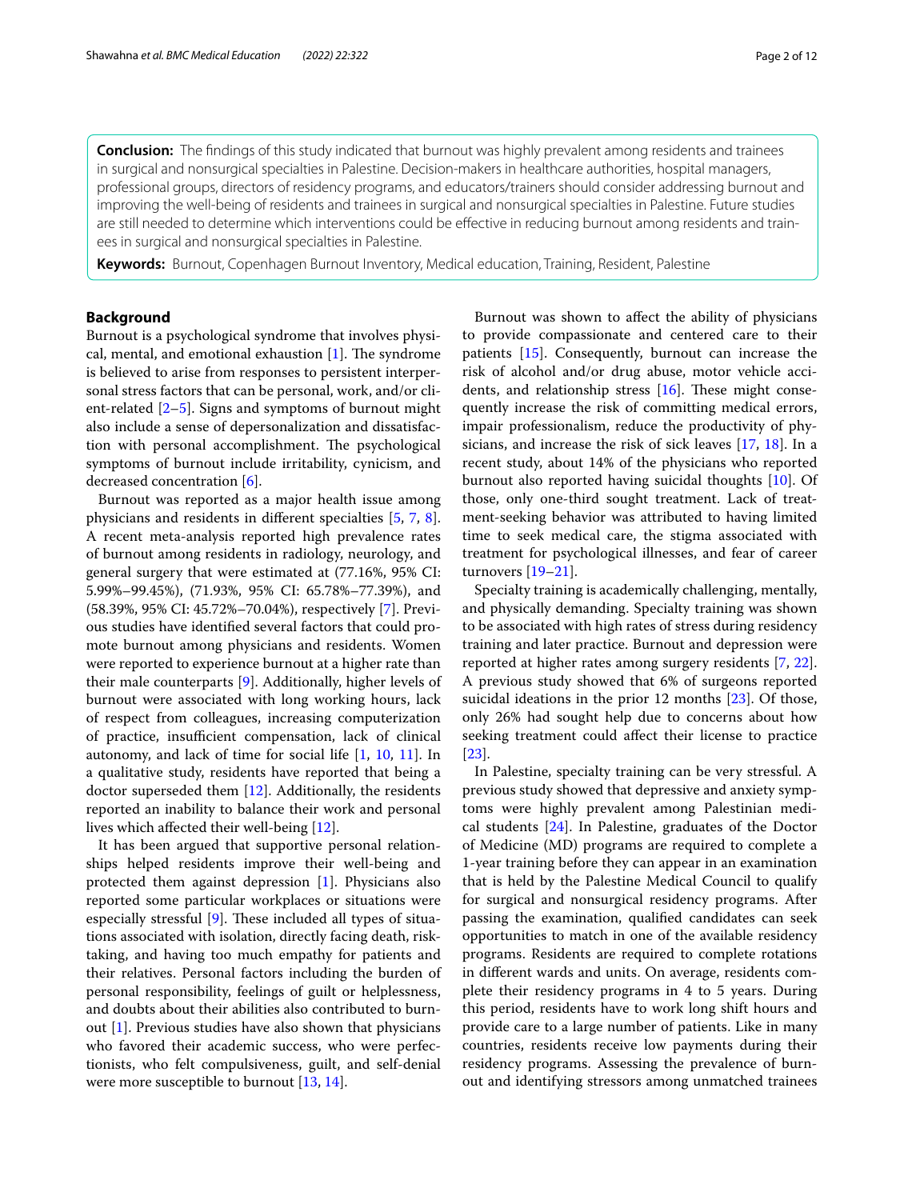**Conclusion:** The findings of this study indicated that burnout was highly prevalent among residents and trainees in surgical and nonsurgical specialties in Palestine. Decision-makers in healthcare authorities, hospital managers, professional groups, directors of residency programs, and educators/trainers should consider addressing burnout and improving the well-being of residents and trainees in surgical and nonsurgical specialties in Palestine. Future studies are still needed to determine which interventions could be effective in reducing burnout among residents and trainees in surgical and nonsurgical specialties in Palestine.

**Keywords:** Burnout, Copenhagen Burnout Inventory, Medical education, Training, Resident, Palestine

## Background

Burnout is a psychological syndrome that involves physical, mental, and emotional exhaustion [1]. The syndrome is believed to arise from responses to persistent interpersonal stress factors that can be personal, work, and/or client-related [2–5]. Signs and symptoms of burnout might also include a sense of depersonalization and dissatisfaction with personal accomplishment. The psychological symptoms of burnout include irritability, cynicism, and decreased concentration [6].

Burnout was reported as a major health issue among physicians and residents in different specialties [5, 7, 8]. A recent meta-analysis reported high prevalence rates of burnout among residents in radiology, neurology, and general surgery that were estimated at (77.16%, 95% CI: 5.99%–99.45%), (71.93%, 95% CI: 65.78%–77.39%), and (58.39%, 95% CI: 45.72%–70.04%), respectively [7]. Previous studies have identified several factors that could promote burnout among physicians and residents. Women were reported to experience burnout at a higher rate than their male counterparts [9]. Additionally, higher levels of burnout were associated with long working hours, lack of respect from colleagues, increasing computerization of practice, insufficient compensation, lack of clinical autonomy, and lack of time for social life [1, 10, 11]. In a qualitative study, residents have reported that being a doctor superseded them [12]. Additionally, the residents reported an inability to balance their work and personal lives which affected their well-being [12].

It has been argued that supportive personal relationships helped residents improve their well-being and protected them against depression [1]. Physicians also reported some particular workplaces or situations were especially stressful [9]. These included all types of situations associated with isolation, directly facing death, risk-taking, and having too much empathy for patients and their relatives. Personal factors including the burden of personal responsibility, feelings of guilt or helplessness, and doubts about their abilities also contributed to burnout [1]. Previous studies have also shown that physicians who favored their academic success, who were perfectionists, who felt compulsiveness, guilt, and self-denial were more susceptible to burnout [13, 14].

Burnout was shown to affect the ability of physicians to provide compassionate and centered care to their patients [15]. Consequently, burnout can increase the risk of alcohol and/or drug abuse, motor vehicle accidents, and relationship stress [16]. These might consequently increase the risk of committing medical errors, impair professionalism, reduce the productivity of physicians, and increase the risk of sick leaves [17, 18]. In a recent study, about 14% of the physicians who reported burnout also reported having suicidal thoughts [10]. Of those, only one-third sought treatment. Lack of treatment-seeking behavior was attributed to having limited time to seek medical care, the stigma associated with treatment for psychological illnesses, and fear of career turnovers [19–21].

Specialty training is academically challenging, mentally, and physically demanding. Specialty training was shown to be associated with high rates of stress during residency training and later practice. Burnout and depression were reported at higher rates among surgery residents [7, 22]. A previous study showed that 6% of surgeons reported suicidal ideations in the prior 12 months [23]. Of those, only 26% had sought help due to concerns about how seeking treatment could affect their license to practice [23].

In Palestine, specialty training can be very stressful. A previous study showed that depressive and anxiety symptoms were highly prevalent among Palestinian medical students [24]. In Palestine, graduates of the Doctor of Medicine (MD) programs are required to complete a 1-year training before they can appear in an examination that is held by the Palestine Medical Council to qualify for surgical and nonsurgical residency programs. After passing the examination, qualified candidates can seek opportunities to match in one of the available residency programs. Residents are required to complete rotations in different wards and units. On average, residents complete their residency programs in 4 to 5 years. During this period, residents have to work long shift hours and provide care to a large number of patients. Like in many countries, residents receive low payments during their residency programs. Assessing the prevalence of burnout and identifying stressors among unmatched trainees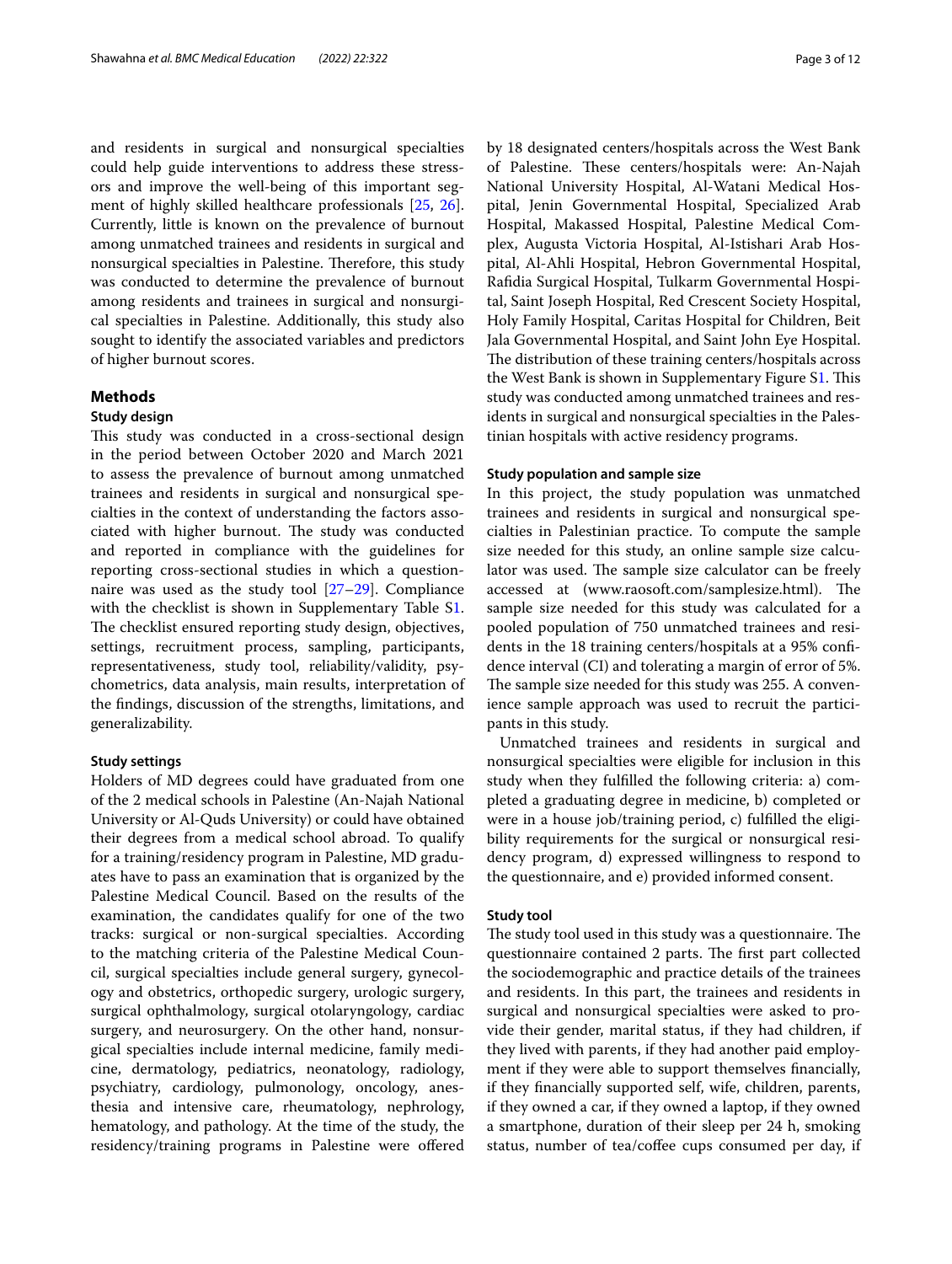and residents in surgical and nonsurgical specialties could help guide interventions to address these stressors and improve the well-being of this important segment of highly skilled healthcare professionals [25, 26]. Currently, little is known on the prevalence of burnout among unmatched trainees and residents in surgical and nonsurgical specialties in Palestine. Therefore, this study was conducted to determine the prevalence of burnout among residents and trainees in surgical and nonsurgical specialties in Palestine. Additionally, this study also sought to identify the associated variables and predictors of higher burnout scores.

## Methods

### Study design

This study was conducted in a cross-sectional design in the period between October 2020 and March 2021 to assess the prevalence of burnout among unmatched trainees and residents in surgical and nonsurgical specialties in the context of understanding the factors associated with higher burnout. The study was conducted and reported in compliance with the guidelines for reporting cross-sectional studies in which a questionnaire was used as the study tool [27–29]. Compliance with the checklist is shown in Supplementary Table S1. The checklist ensured reporting study design, objectives, settings, recruitment process, sampling, participants, representativeness, study tool, reliability/validity, psychometrics, data analysis, main results, interpretation of the findings, discussion of the strengths, limitations, and generalizability.

### Study settings

Holders of MD degrees could have graduated from one of the 2 medical schools in Palestine (An-Najah National University or Al-Quds University) or could have obtained their degrees from a medical school abroad. To qualify for a training/residency program in Palestine, MD graduates have to pass an examination that is organized by the Palestine Medical Council. Based on the results of the examination, the candidates qualify for one of the two tracks: surgical or non-surgical specialties. According to the matching criteria of the Palestine Medical Council, surgical specialties include general surgery, gynecology and obstetrics, orthopedic surgery, urologic surgery, surgical ophthalmology, surgical otolaryngology, cardiac surgery, and neurosurgery. On the other hand, nonsurgical specialties include internal medicine, family medicine, dermatology, pediatrics, neonatology, radiology, psychiatry, cardiology, pulmonology, oncology, anesthesia and intensive care, rheumatology, nephrology, hematology, and pathology. At the time of the study, the residency/training programs in Palestine were offered by 18 designated centers/hospitals across the West Bank of Palestine. These centers/hospitals were: An-Najah National University Hospital, Al-Watani Medical Hospital, Jenin Governmental Hospital, Specialized Arab Hospital, Makassed Hospital, Palestine Medical Complex, Augusta Victoria Hospital, Al-Istishari Arab Hospital, Al-Ahli Hospital, Hebron Governmental Hospital, Rafidia Surgical Hospital, Tulkarm Governmental Hospital, Saint Joseph Hospital, Red Crescent Society Hospital, Holy Family Hospital, Caritas Hospital for Children, Beit Jala Governmental Hospital, and Saint John Eye Hospital. The distribution of these training centers/hospitals across the West Bank is shown in Supplementary Figure S1. This study was conducted among unmatched trainees and residents in surgical and nonsurgical specialties in the Palestinian hospitals with active residency programs.

### Study population and sample size

In this project, the study population was unmatched trainees and residents in surgical and nonsurgical specialties in Palestinian practice. To compute the sample size needed for this study, an online sample size calculator was used. The sample size calculator can be freely accessed at (www.raosoft.com/samplesize.html). The sample size needed for this study was calculated for a pooled population of 750 unmatched trainees and residents in the 18 training centers/hospitals at a 95% confidence interval (CI) and tolerating a margin of error of 5%. The sample size needed for this study was 255. A convenience sample approach was used to recruit the participants in this study.

Unmatched trainees and residents in surgical and nonsurgical specialties were eligible for inclusion in this study when they fulfilled the following criteria: a) completed a graduating degree in medicine, b) completed or were in a house job/training period, c) fulfilled the eligibility requirements for the surgical or nonsurgical residency program, d) expressed willingness to respond to the questionnaire, and e) provided informed consent.

### Study tool

The study tool used in this study was a questionnaire. The questionnaire contained 2 parts. The first part collected the sociodemographic and practice details of the trainees and residents. In this part, the trainees and residents in surgical and nonsurgical specialties were asked to provide their gender, marital status, if they had children, if they lived with parents, if they had another paid employment if they were able to support themselves financially, if they financially supported self, wife, children, parents, if they owned a car, if they owned a laptop, if they owned a smartphone, duration of their sleep per 24 h, smoking status, number of tea/coffee cups consumed per day, if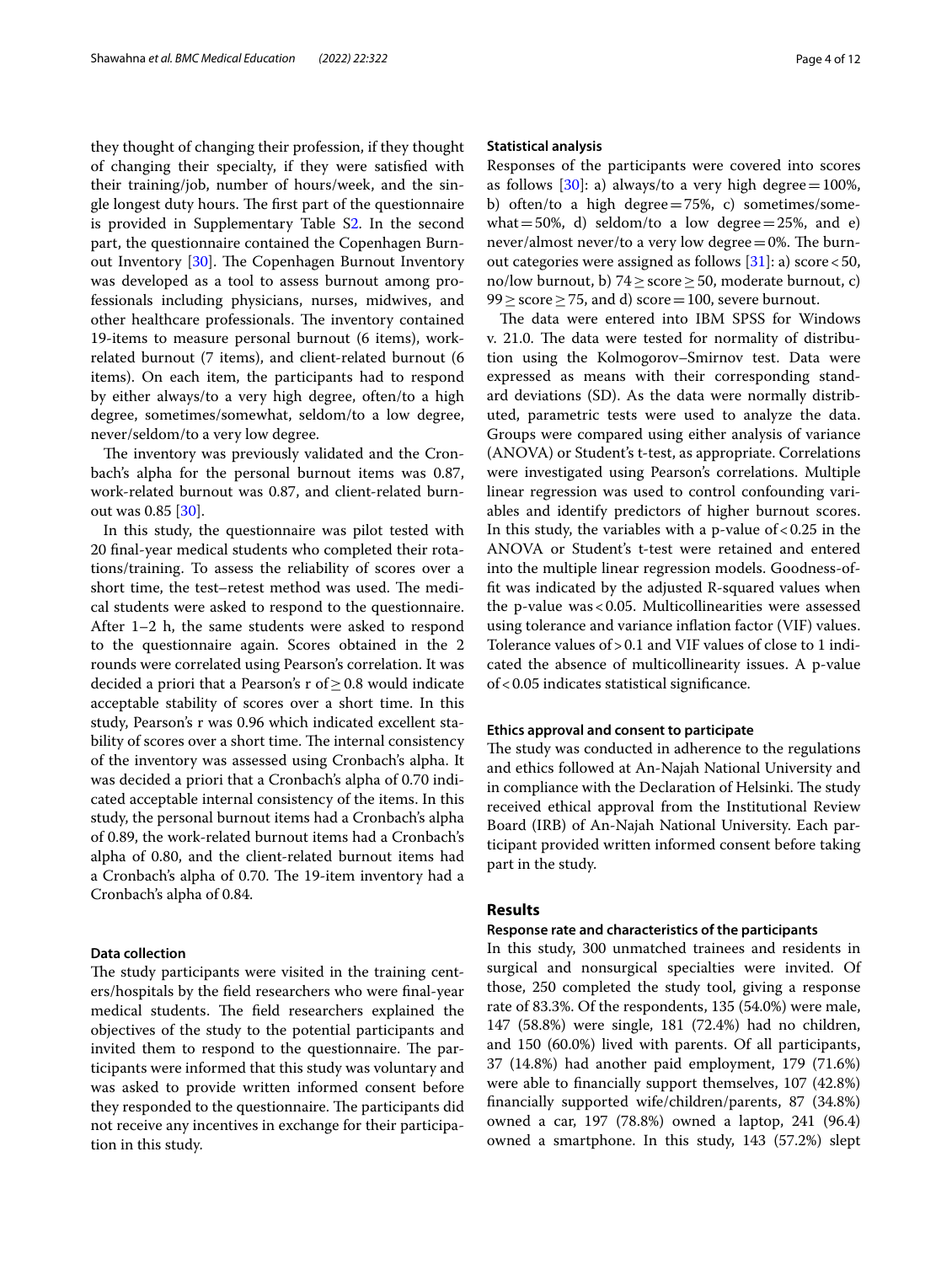they thought of changing their profession, if they thought of changing their specialty, if they were satisfied with their training/job, number of hours/week, and the single longest duty hours. The first part of the questionnaire is provided in Supplementary Table S2. In the second part, the questionnaire contained the Copenhagen Burnout Inventory [30]. The Copenhagen Burnout Inventory was developed as a tool to assess burnout among professionals including physicians, nurses, midwives, and other healthcare professionals. The inventory contained 19-items to measure personal burnout (6 items), work-related burnout (7 items), and client-related burnout (6 items). On each item, the participants had to respond by either always/to a very high degree, often/to a high degree, sometimes/somewhat, seldom/to a low degree, never/seldom/to a very low degree.

The inventory was previously validated and the Cronbach's alpha for the personal burnout items was 0.87, work-related burnout was 0.87, and client-related burnout was 0.85 [30].

In this study, the questionnaire was pilot tested with 20 final-year medical students who completed their rotations/training. To assess the reliability of scores over a short time, the test–retest method was used. The medical students were asked to respond to the questionnaire. After 1–2 h, the same students were asked to respond to the questionnaire again. Scores obtained in the 2 rounds were correlated using Pearson's correlation. It was decided a priori that a Pearson's r of $\geq 0.8$ would indicate acceptable stability of scores over a short time. In this study, Pearson's r was 0.96 which indicated excellent stability of scores over a short time. The internal consistency of the inventory was assessed using Cronbach's alpha. It was decided a priori that a Cronbach's alpha of 0.70 indicated acceptable internal consistency of the items. In this study, the personal burnout items had a Cronbach's alpha of 0.89, the work-related burnout items had a Cronbach's alpha of 0.80, and the client-related burnout items had a Cronbach's alpha of 0.70. The 19-item inventory had a Cronbach's alpha of 0.84.

### Data collection

The study participants were visited in the training centers/hospitals by the field researchers who were final-year medical students. The field researchers explained the objectives of the study to the potential participants and invited them to respond to the questionnaire. The participants were informed that this study was voluntary and was asked to provide written informed consent before they responded to the questionnaire. The participants did not receive any incentives in exchange for their participation in this study.

### Statistical analysis

Responses of the participants were covered into scores as follows [30]: a) always/to a very high degree = 100%, b) often/to a high degree = 75%, c) sometimes/somewhat = 50%, d) seldom/to a low degree = 25%, and e) never/almost never/to a very low degree = 0%. The burnout categories were assigned as follows [31]: a) score < 50, no/low burnout, b) $74 \geq$ score $\geq 50$, moderate burnout, c) $99 \geq$ score $\geq 75$, and d) score = 100, severe burnout.

The data were entered into IBM SPSS for Windows v. 21.0. The data were tested for normality of distribution using the Kolmogorov–Smirnov test. Data were expressed as means with their corresponding standard deviations (SD). As the data were normally distributed, parametric tests were used to analyze the data. Groups were compared using either analysis of variance (ANOVA) or Student's t-test, as appropriate. Correlations were investigated using Pearson's correlations. Multiple linear regression was used to control confounding variables and identify predictors of higher burnout scores. In this study, the variables with a p-value of $< 0.25$ in the ANOVA or Student's t-test were retained and entered into the multiple linear regression models. Goodness-of-fit was indicated by the adjusted R-squared values when the p-value was $< 0.05$. Multicollinearities were assessed using tolerance and variance inflation factor (VIF) values. Tolerance values of $> 0.1$ and VIF values of close to 1 indicated the absence of multicollinearity issues. A p-value of $< 0.05$ indicates statistical significance.

### Ethics approval and consent to participate

The study was conducted in adherence to the regulations and ethics followed at An-Najah National University and in compliance with the Declaration of Helsinki. The study received ethical approval from the Institutional Review Board (IRB) of An-Najah National University. Each participant provided written informed consent before taking part in the study.

## Results

### Response rate and characteristics of the participants

In this study, 300 unmatched trainees and residents in surgical and nonsurgical specialties were invited. Of those, 250 completed the study tool, giving a response rate of 83.3%. Of the respondents, 135 (54.0%) were male, 147 (58.8%) were single, 181 (72.4%) had no children, and 150 (60.0%) lived with parents. Of all participants, 37 (14.8%) had another paid employment, 179 (71.6%) were able to financially support themselves, 107 (42.8%) financially supported wife/children/parents, 87 (34.8%) owned a car, 197 (78.8%) owned a laptop, 241 (96.4) owned a smartphone. In this study, 143 (57.2%) slept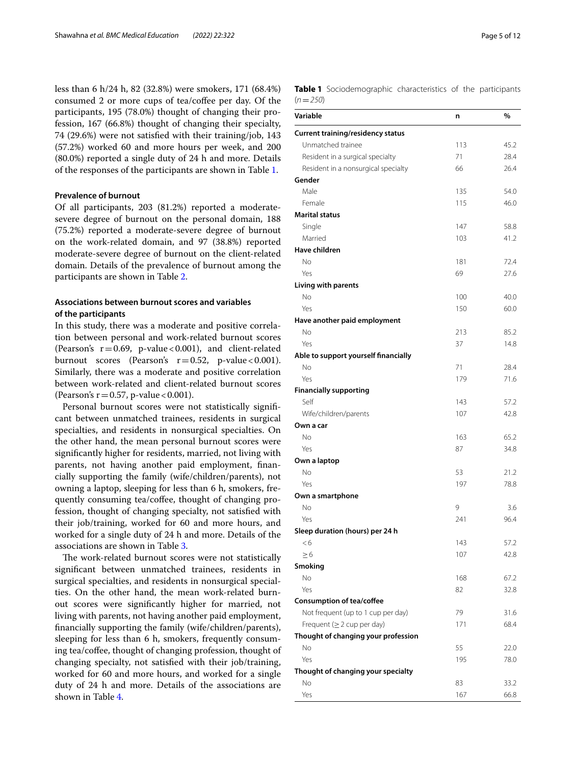less than 6 h/24 h, 82 (32.8%) were smokers, 171 (68.4%) consumed 2 or more cups of tea/coffee per day. Of the participants, 195 (78.0%) thought of changing their profession, 167 (66.8%) thought of changing their specialty, 74 (29.6%) were not satisfied with their training/job, 143 (57.2%) worked 60 and more hours per week, and 200 (80.0%) reported a single duty of 24 h and more. Details of the responses of the participants are shown in Table 1.

### Prevalence of burnout

Of all participants, 203 (81.2%) reported a moderate-severe degree of burnout on the personal domain, 188 (75.2%) reported a moderate-severe degree of burnout on the work-related domain, and 97 (38.8%) reported moderate-severe degree of burnout on the client-related domain. Details of the prevalence of burnout among the participants are shown in Table 2.

### Associations between burnout scores and variables of the participants

In this study, there was a moderate and positive correlation between personal and work-related burnout scores (Pearson's $r = 0.69$, p-value $< 0.001$), and client-related burnout scores (Pearson's $r = 0.52$, p-value $< 0.001$). Similarly, there was a moderate and positive correlation between work-related and client-related burnout scores (Pearson's $r = 0.57$, p-value $< 0.001$).

Personal burnout scores were not statistically significant between unmatched trainees, residents in surgical specialties, and residents in nonsurgical specialties. On the other hand, the mean personal burnout scores were significantly higher for residents, married, not living with parents, not having another paid employment, financially supporting the family (wife/children/parents), not owning a laptop, sleeping for less than 6 h, smokers, frequently consuming tea/coffee, thought of changing profession, thought of changing specialty, not satisfied with their job/training, worked for 60 and more hours, and worked for a single duty of 24 h and more. Details of the associations are shown in Table 3.

The work-related burnout scores were not statistically significant between unmatched trainees, residents in surgical specialties, and residents in nonsurgical specialties. On the other hand, the mean work-related burnout scores were significantly higher for married, not living with parents, not having another paid employment, financially supporting the family (wife/children/parents), sleeping for less than 6 h, smokers, frequently consuming tea/coffee, thought of changing profession, thought of changing specialty, not satisfied with their job/training, worked for 60 and more hours, and worked for a single duty of 24 h and more. Details of the associations are shown in Table 4.

**Table 1** Sociodemographic characteristics of the participants ($n = 250$)

| Variable | n | % |
|---|---|---|
| **Current training/residency status** | | |
| Unmatched trainee | 113 | 45.2 |
| Resident in a surgical specialty | 71 | 28.4 |
| Resident in a nonsurgical specialty | 66 | 26.4 |
| **Gender** | | |
| Male | 135 | 54.0 |
| Female | 115 | 46.0 |
| **Marital status** | | |
| Single | 147 | 58.8 |
| Married | 103 | 41.2 |
| **Have children** | | |
| No | 181 | 72.4 |
| Yes | 69 | 27.6 |
| **Living with parents** | | |
| No | 100 | 40.0 |
| Yes | 150 | 60.0 |
| **Have another paid employment** | | |
| No | 213 | 85.2 |
| Yes | 37 | 14.8 |
| **Able to support yourself financially** | | |
| No | 71 | 28.4 |
| Yes | 179 | 71.6 |
| **Financially supporting** | | |
| Self | 143 | 57.2 |
| Wife/children/parents | 107 | 42.8 |
| **Own a car** | | |
| No | 163 | 65.2 |
| Yes | 87 | 34.8 |
| **Own a laptop** | | |
| No | 53 | 21.2 |
| Yes | 197 | 78.8 |
| **Own a smartphone** | | |
| No | 9 | 3.6 |
| Yes | 241 | 96.4 |
| **Sleep duration (hours) per 24 h** | | |
| < 6 | 143 | 57.2 |
| ≥ 6 | 107 | 42.8 |
| **Smoking** | | |
| No | 168 | 67.2 |
| Yes | 82 | 32.8 |
| **Consumption of tea/coffee** | | |
| Not frequent (up to 1 cup per day) | 79 | 31.6 |
| Frequent (≥ 2 cup per day) | 171 | 68.4 |
| **Thought of changing your profession** | | |
| No | 55 | 22.0 |
| Yes | 195 | 78.0 |
| **Thought of changing your specialty** | | |
| No | 83 | 33.2 |
| Yes | 167 | 66.8 |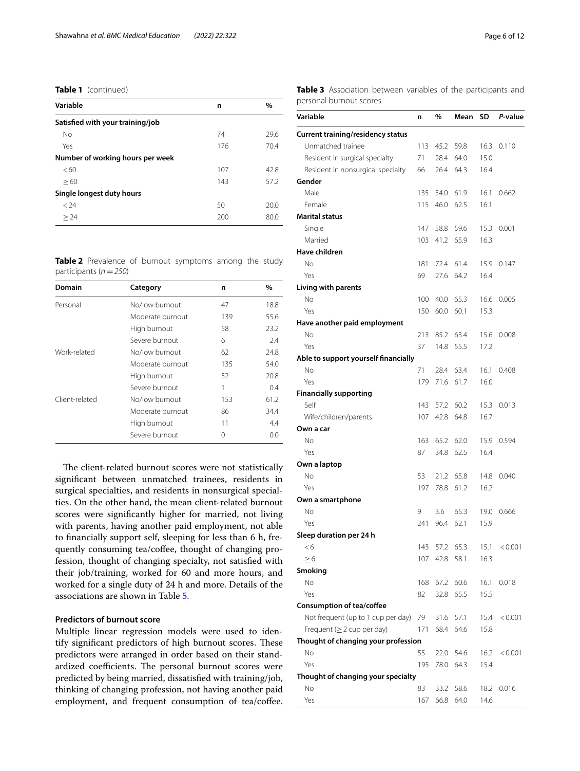**Table 1** (continued)

| Variable | n | % |
|---|---|---|
| **Satisfied with your training/job** | | |
| No | 74 | 29.6 |
| Yes | 176 | 70.4 |
| **Number of working hours per week** | | |
| <60 | 107 | 42.8 |
| ≥60 | 143 | 57.2 |
| **Single longest duty hours** | | |
| <24 | 50 | 20.0 |
| ≥24 | 200 | 80.0 |

**Table 2** Prevalence of burnout symptoms among the study participants (*n* = *250*)

| Domain | Category | n | % |
|---|---|---|---|
| Personal | No/low burnout | 47 | 18.8 |
| | Moderate burnout | 139 | 55.6 |
| | High burnout | 58 | 23.2 |
| | Severe burnout | 6 | 2.4 |
| Work-related | No/low burnout | 62 | 24.8 |
| | Moderate burnout | 135 | 54.0 |
| | High burnout | 52 | 20.8 |
| | Severe burnout | 1 | 0.4 |
| Client-related | No/low burnout | 153 | 61.2 |
| | Moderate burnout | 86 | 34.4 |
| | High burnout | 11 | 4.4 |
| | Severe burnout | 0 | 0.0 |

The client-related burnout scores were not statistically significant between unmatched trainees, residents in surgical specialties, and residents in nonsurgical specialties. On the other hand, the mean client-related burnout scores were significantly higher for married, not living with parents, having another paid employment, not able to financially support self, sleeping for less than 6 h, frequently consuming tea/coffee, thought of changing profession, thought of changing specialty, not satisfied with their job/training, worked for 60 and more hours, and worked for a single duty of 24 h and more. Details of the associations are shown in Table 5.

### Predictors of burnout score

Multiple linear regression models were used to identify significant predictors of high burnout scores. These predictors were arranged in order based on their standardized coefficients. The personal burnout scores were predicted by being married, dissatisfied with training/job, thinking of changing profession, not having another paid employment, and frequent consumption of tea/coffee.

**Table 3** Association between variables of the participants and personal burnout scores

| Variable | n | % | Mean | SD | *P*-value |
|---|---|---|---|---|---|
| **Current training/residency status** | | | | | |
| Unmatched trainee | 113 | 45.2 | 59.8 | 16.3 | 0.110 |
| Resident in surgical specialty | 71 | 28.4 | 64.0 | 15.0 | |
| Resident in nonsurgical specialty | 66 | 26.4 | 64.3 | 16.4 | |
| **Gender** | | | | | |
| Male | 135 | 54.0 | 61.9 | 16.1 | 0.662 |
| Female | 115 | 46.0 | 62.5 | 16.1 | |
| **Marital status** | | | | | |
| Single | 147 | 58.8 | 59.6 | 15.3 | 0.001 |
| Married | 103 | 41.2 | 65.9 | 16.3 | |
| **Have children** | | | | | |
| No | 181 | 72.4 | 61.4 | 15.9 | 0.147 |
| Yes | 69 | 27.6 | 64.2 | 16.4 | |
| **Living with parents** | | | | | |
| No | 100 | 40.0 | 65.3 | 16.6 | 0.005 |
| Yes | 150 | 60.0 | 60.1 | 15.3 | |
| **Have another paid employment** | | | | | |
| No | 213 | 85.2 | 63.4 | 15.6 | 0.008 |
| Yes | 37 | 14.8 | 55.5 | 17.2 | |
| **Able to support yourself financially** | | | | | |
| No | 71 | 28.4 | 63.4 | 16.1 | 0.408 |
| Yes | 179 | 71.6 | 61.7 | 16.0 | |
| **Financially supporting** | | | | | |
| Self | 143 | 57.2 | 60.2 | 15.3 | 0.013 |
| Wife/children/parents | 107 | 42.8 | 64.8 | 16.7 | |
| **Own a car** | | | | | |
| No | 163 | 65.2 | 62.0 | 15.9 | 0.594 |
| Yes | 87 | 34.8 | 62.5 | 16.4 | |
| **Own a laptop** | | | | | |
| No | 53 | 21.2 | 65.8 | 14.8 | 0.040 |
| Yes | 197 | 78.8 | 61.2 | 16.2 | |
| **Own a smartphone** | | | | | |
| No | 9 | 3.6 | 65.3 | 19.0 | 0.666 |
| Yes | 241 | 96.4 | 62.1 | 15.9 | |
| **Sleep duration per 24 h** | | | | | |
| <6 | 143 | 57.2 | 65.3 | 15.1 | <0.001 |
| ≥6 | 107 | 42.8 | 58.1 | 16.3 | |
| **Smoking** | | | | | |
| No | 168 | 67.2 | 60.6 | 16.1 | 0.018 |
| Yes | 82 | 32.8 | 65.5 | 15.5 | |
| **Consumption of tea/coffee** | | | | | |
| Not frequent (up to 1 cup per day) | 79 | 31.6 | 57.1 | 15.4 | <0.001 |
| Frequent (≥2 cup per day) | 171 | 68.4 | 64.6 | 15.8 | |
| **Thought of changing your profession** | | | | | |
| No | 55 | 22.0 | 54.6 | 16.2 | <0.001 |
| Yes | 195 | 78.0 | 64.3 | 15.4 | |
| **Thought of changing your specialty** | | | | | |
| No | 83 | 33.2 | 58.6 | 18.2 | 0.016 |
| Yes | 167 | 66.8 | 64.0 | 14.6 | |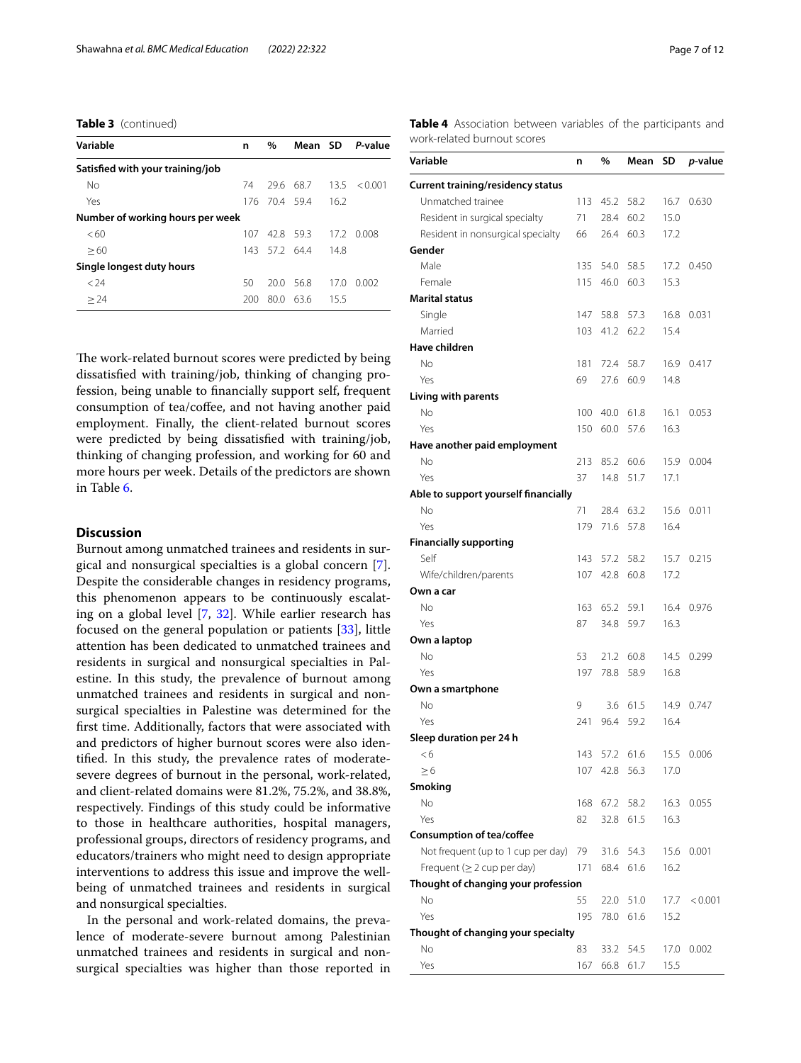**Table 3** (continued)

| Variable | n | % | Mean | SD | *P*-value |
|---|---|---|---|---|---|
| **Satisfied with your training/job** | | | | | |
| No | 74 | 29.6 | 68.7 | 13.5 | < 0.001 |
| Yes | 176 | 70.4 | 59.4 | 16.2 | |
| **Number of working hours per week** | | | | | |
| < 60 | 107 | 42.8 | 59.3 | 17.2 | 0.008 |
| ≥ 60 | 143 | 57.2 | 64.4 | 14.8 | |
| **Single longest duty hours** | | | | | |
| < 24 | 50 | 20.0 | 56.8 | 17.0 | 0.002 |
| ≥ 24 | 200 | 80.0 | 63.6 | 15.5 | |

The work-related burnout scores were predicted by being dissatisfied with training/job, thinking of changing profession, being unable to financially support self, frequent consumption of tea/coffee, and not having another paid employment. Finally, the client-related burnout scores were predicted by being dissatisfied with training/job, thinking of changing profession, and working for 60 and more hours per week. Details of the predictors are shown in Table 6.

## Discussion

Burnout among unmatched trainees and residents in surgical and nonsurgical specialties is a global concern [7]. Despite the considerable changes in residency programs, this phenomenon appears to be continuously escalating on a global level [7, 32]. While earlier research has focused on the general population or patients [33], little attention has been dedicated to unmatched trainees and residents in surgical and nonsurgical specialties in Palestine. In this study, the prevalence of burnout among unmatched trainees and residents in surgical and nonsurgical specialties in Palestine was determined for the first time. Additionally, factors that were associated with and predictors of higher burnout scores were also identified. In this study, the prevalence rates of moderate-severe degrees of burnout in the personal, work-related, and client-related domains were 81.2%, 75.2%, and 38.8%, respectively. Findings of this study could be informative to those in healthcare authorities, hospital managers, professional groups, directors of residency programs, and educators/trainers who might need to design appropriate interventions to address this issue and improve the well-being of unmatched trainees and residents in surgical and nonsurgical specialties.

In the personal and work-related domains, the prevalence of moderate-severe burnout among Palestinian unmatched trainees and residents in surgical and nonsurgical specialties was higher than those reported in

**Table 4** Association between variables of the participants and work-related burnout scores

| Variable | n | % | Mean | SD | *p*-value |
|---|---|---|---|---|---|
| **Current training/residency status** | | | | | |
| Unmatched trainee | 113 | 45.2 | 58.2 | 16.7 | 0.630 |
| Resident in surgical specialty | 71 | 28.4 | 60.2 | 15.0 | |
| Resident in nonsurgical specialty | 66 | 26.4 | 60.3 | 17.2 | |
| **Gender** | | | | | |
| Male | 135 | 54.0 | 58.5 | 17.2 | 0.450 |
| Female | 115 | 46.0 | 60.3 | 15.3 | |
| **Marital status** | | | | | |
| Single | 147 | 58.8 | 57.3 | 16.8 | 0.031 |
| Married | 103 | 41.2 | 62.2 | 15.4 | |
| **Have children** | | | | | |
| No | 181 | 72.4 | 58.7 | 16.9 | 0.417 |
| Yes | 69 | 27.6 | 60.9 | 14.8 | |
| **Living with parents** | | | | | |
| No | 100 | 40.0 | 61.8 | 16.1 | 0.053 |
| Yes | 150 | 60.0 | 57.6 | 16.3 | |
| **Have another paid employment** | | | | | |
| No | 213 | 85.2 | 60.6 | 15.9 | 0.004 |
| Yes | 37 | 14.8 | 51.7 | 17.1 | |
| **Able to support yourself financially** | | | | | |
| No | 71 | 28.4 | 63.2 | 15.6 | 0.011 |
| Yes | 179 | 71.6 | 57.8 | 16.4 | |
| **Financially supporting** | | | | | |
| Self | 143 | 57.2 | 58.2 | 15.7 | 0.215 |
| Wife/children/parents | 107 | 42.8 | 60.8 | 17.2 | |
| **Own a car** | | | | | |
| No | 163 | 65.2 | 59.1 | 16.4 | 0.976 |
| Yes | 87 | 34.8 | 59.7 | 16.3 | |
| **Own a laptop** | | | | | |
| No | 53 | 21.2 | 60.8 | 14.5 | 0.299 |
| Yes | 197 | 78.8 | 58.9 | 16.8 | |
| **Own a smartphone** | | | | | |
| No | 9 | 3.6 | 61.5 | 14.9 | 0.747 |
| Yes | 241 | 96.4 | 59.2 | 16.4 | |
| **Sleep duration per 24 h** | | | | | |
| < 6 | 143 | 57.2 | 61.6 | 15.5 | 0.006 |
| ≥ 6 | 107 | 42.8 | 56.3 | 17.0 | |
| **Smoking** | | | | | |
| No | 168 | 67.2 | 58.2 | 16.3 | 0.055 |
| Yes | 82 | 32.8 | 61.5 | 16.3 | |
| **Consumption of tea/coffee** | | | | | |
| Not frequent (up to 1 cup per day) | 79 | 31.6 | 54.3 | 15.6 | 0.001 |
| Frequent (≥ 2 cup per day) | 171 | 68.4 | 61.6 | 16.2 | |
| **Thought of changing your profession** | | | | | |
| No | 55 | 22.0 | 51.0 | 17.7 | < 0.001 |
| Yes | 195 | 78.0 | 61.6 | 15.2 | |
| **Thought of changing your specialty** | | | | | |
| No | 83 | 33.2 | 54.5 | 17.0 | 0.002 |
| Yes | 167 | 66.8 | 61.7 | 15.5 | |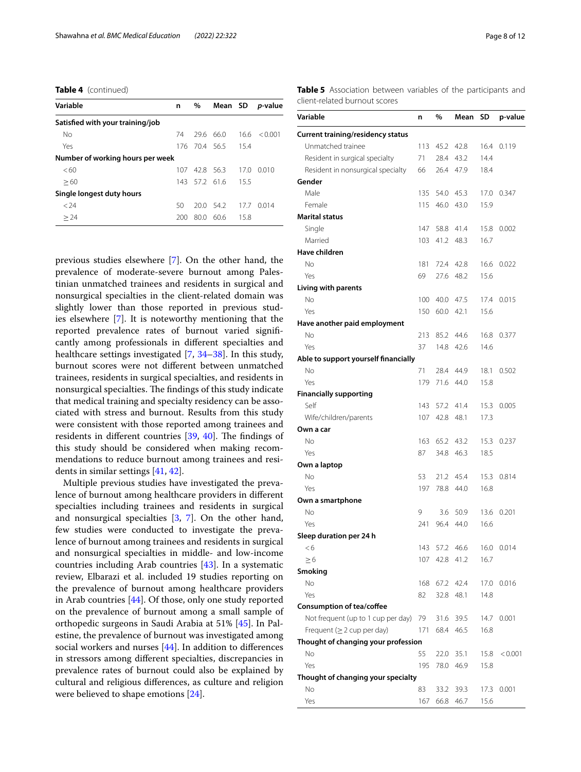**Table 4** (continued)

| Variable | n | % | Mean | SD | *p*-value |
|---|---|---|---|---|---|
| **Satisfied with your training/job** | | | | | |
| No | 74 | 29.6 | 66.0 | 16.6 | < 0.001 |
| Yes | 176 | 70.4 | 56.5 | 15.4 | |
| **Number of working hours per week** | | | | | |
| < 60 | 107 | 42.8 | 56.3 | 17.0 | 0.010 |
| ≥ 60 | 143 | 57.2 | 61.6 | 15.5 | |
| **Single longest duty hours** | | | | | |
| < 24 | 50 | 20.0 | 54.2 | 17.7 | 0.014 |
| ≥ 24 | 200 | 80.0 | 60.6 | 15.8 | |

previous studies elsewhere [7]. On the other hand, the prevalence of moderate-severe burnout among Palestinian unmatched trainees and residents in surgical and nonsurgical specialties in the client-related domain was slightly lower than those reported in previous studies elsewhere [7]. It is noteworthy mentioning that the reported prevalence rates of burnout varied significantly among professionals in different specialties and healthcare settings investigated [7, 34–38]. In this study, burnout scores were not different between unmatched trainees, residents in surgical specialties, and residents in nonsurgical specialties. The findings of this study indicate that medical training and specialty residency can be associated with stress and burnout. Results from this study were consistent with those reported among trainees and residents in different countries [39, 40]. The findings of this study should be considered when making recommendations to reduce burnout among trainees and residents in similar settings [41, 42].

Multiple previous studies have investigated the prevalence of burnout among healthcare providers in different specialties including trainees and residents in surgical and nonsurgical specialties [3, 7]. On the other hand, few studies were conducted to investigate the prevalence of burnout among trainees and residents in surgical and nonsurgical specialties in middle- and low-income countries including Arab countries [43]. In a systematic review, Elbarazi et al. included 19 studies reporting on the prevalence of burnout among healthcare providers in Arab countries [44]. Of those, only one study reported on the prevalence of burnout among a small sample of orthopedic surgeons in Saudi Arabia at 51% [45]. In Palestine, the prevalence of burnout was investigated among social workers and nurses [44]. In addition to differences in stressors among different specialties, discrepancies in prevalence rates of burnout could also be explained by cultural and religious differences, as culture and religion were believed to shape emotions [24].

**Table 5** Association between variables of the participants and client-related burnout scores

| Variable | n | % | Mean | SD | p-value |
|---|---|---|---|---|---|
| **Current training/residency status** | | | | | |
| Unmatched trainee | 113 | 45.2 | 42.8 | 16.4 | 0.119 |
| Resident in surgical specialty | 71 | 28.4 | 43.2 | 14.4 | |
| Resident in nonsurgical specialty | 66 | 26.4 | 47.9 | 18.4 | |
| **Gender** | | | | | |
| Male | 135 | 54.0 | 45.3 | 17.0 | 0.347 |
| Female | 115 | 46.0 | 43.0 | 15.9 | |
| **Marital status** | | | | | |
| Single | 147 | 58.8 | 41.4 | 15.8 | 0.002 |
| Married | 103 | 41.2 | 48.3 | 16.7 | |
| **Have children** | | | | | |
| No | 181 | 72.4 | 42.8 | 16.6 | 0.022 |
| Yes | 69 | 27.6 | 48.2 | 15.6 | |
| **Living with parents** | | | | | |
| No | 100 | 40.0 | 47.5 | 17.4 | 0.015 |
| Yes | 150 | 60.0 | 42.1 | 15.6 | |
| **Have another paid employment** | | | | | |
| No | 213 | 85.2 | 44.6 | 16.8 | 0.377 |
| Yes | 37 | 14.8 | 42.6 | 14.6 | |
| **Able to support yourself financially** | | | | | |
| No | 71 | 28.4 | 44.9 | 18.1 | 0.502 |
| Yes | 179 | 71.6 | 44.0 | 15.8 | |
| **Financially supporting** | | | | | |
| Self | 143 | 57.2 | 41.4 | 15.3 | 0.005 |
| Wife/children/parents | 107 | 42.8 | 48.1 | 17.3 | |
| **Own a car** | | | | | |
| No | 163 | 65.2 | 43.2 | 15.3 | 0.237 |
| Yes | 87 | 34.8 | 46.3 | 18.5 | |
| **Own a laptop** | | | | | |
| No | 53 | 21.2 | 45.4 | 15.3 | 0.814 |
| Yes | 197 | 78.8 | 44.0 | 16.8 | |
| **Own a smartphone** | | | | | |
| No | 9 | 3.6 | 50.9 | 13.6 | 0.201 |
| Yes | 241 | 96.4 | 44.0 | 16.6 | |
| **Sleep duration per 24 h** | | | | | |
| < 6 | 143 | 57.2 | 46.6 | 16.0 | 0.014 |
| ≥ 6 | 107 | 42.8 | 41.2 | 16.7 | |
| **Smoking** | | | | | |
| No | 168 | 67.2 | 42.4 | 17.0 | 0.016 |
| Yes | 82 | 32.8 | 48.1 | 14.8 | |
| **Consumption of tea/coffee** | | | | | |
| Not frequent (up to 1 cup per day) | 79 | 31.6 | 39.5 | 14.7 | 0.001 |
| Frequent (≥ 2 cup per day) | 171 | 68.4 | 46.5 | 16.8 | |
| **Thought of changing your profession** | | | | | |
| No | 55 | 22.0 | 35.1 | 15.8 | < 0.001 |
| Yes | 195 | 78.0 | 46.9 | 15.8 | |
| **Thought of changing your specialty** | | | | | |
| No | 83 | 33.2 | 39.3 | 17.3 | 0.001 |
| Yes | 167 | 66.8 | 46.7 | 15.6 | |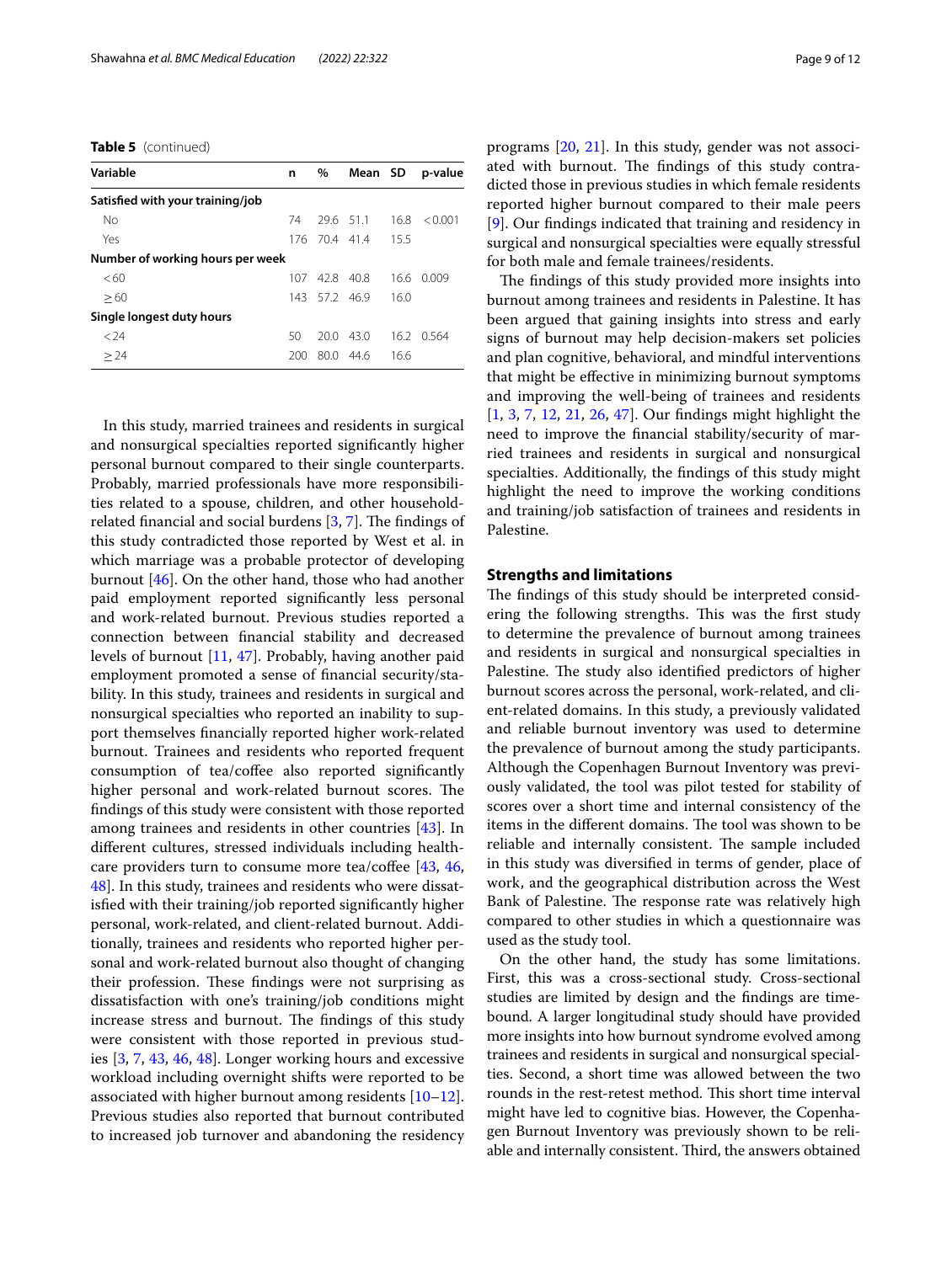**Table 5** (continued)

| Variable | n | % | Mean | SD | p-value |
|---|---|---|---|---|---|
| **Satisfied with your training/job** | | | | | |
| No | 74 | 29.6 | 51.1 | 16.8 | < 0.001 |
| Yes | 176 | 70.4 | 41.4 | 15.5 | |
| **Number of working hours per week** | | | | | |
| < 60 | 107 | 42.8 | 40.8 | 16.6 | 0.009 |
| ≥ 60 | 143 | 57.2 | 46.9 | 16.0 | |
| **Single longest duty hours** | | | | | |
| < 24 | 50 | 20.0 | 43.0 | 16.2 | 0.564 |
| ≥ 24 | 200 | 80.0 | 44.6 | 16.6 | |

In this study, married trainees and residents in surgical and nonsurgical specialties reported significantly higher personal burnout compared to their single counterparts. Probably, married professionals have more responsibilities related to a spouse, children, and other household-related financial and social burdens [3, 7]. The findings of this study contradicted those reported by West et al. in which marriage was a probable protector of developing burnout [46]. On the other hand, those who had another paid employment reported significantly less personal and work-related burnout. Previous studies reported a connection between financial stability and decreased levels of burnout [11, 47]. Probably, having another paid employment promoted a sense of financial security/stability. In this study, trainees and residents in surgical and nonsurgical specialties who reported an inability to support themselves financially reported higher work-related burnout. Trainees and residents who reported frequent consumption of tea/coffee also reported significantly higher personal and work-related burnout scores. The findings of this study were consistent with those reported among trainees and residents in other countries [43]. In different cultures, stressed individuals including healthcare providers turn to consume more tea/coffee [43, 46, 48]. In this study, trainees and residents who were dissatisfied with their training/job reported significantly higher personal, work-related, and client-related burnout. Additionally, trainees and residents who reported higher personal and work-related burnout also thought of changing their profession. These findings were not surprising as dissatisfaction with one's training/job conditions might increase stress and burnout. The findings of this study were consistent with those reported in previous studies [3, 7, 43, 46, 48]. Longer working hours and excessive workload including overnight shifts were reported to be associated with higher burnout among residents [10–12]. Previous studies also reported that burnout contributed to increased job turnover and abandoning the residency programs [20, 21]. In this study, gender was not associated with burnout. The findings of this study contradicted those in previous studies in which female residents reported higher burnout compared to their male peers [9]. Our findings indicated that training and residency in surgical and nonsurgical specialties were equally stressful for both male and female trainees/residents.

The findings of this study provided more insights into burnout among trainees and residents in Palestine. It has been argued that gaining insights into stress and early signs of burnout may help decision-makers set policies and plan cognitive, behavioral, and mindful interventions that might be effective in minimizing burnout symptoms and improving the well-being of trainees and residents [1, 3, 7, 12, 21, 26, 47]. Our findings might highlight the need to improve the financial stability/security of married trainees and residents in surgical and nonsurgical specialties. Additionally, the findings of this study might highlight the need to improve the working conditions and training/job satisfaction of trainees and residents in Palestine.

## Strengths and limitations

The findings of this study should be interpreted considering the following strengths. This was the first study to determine the prevalence of burnout among trainees and residents in surgical and nonsurgical specialties in Palestine. The study also identified predictors of higher burnout scores across the personal, work-related, and client-related domains. In this study, a previously validated and reliable burnout inventory was used to determine the prevalence of burnout among the study participants. Although the Copenhagen Burnout Inventory was previously validated, the tool was pilot tested for stability of scores over a short time and internal consistency of the items in the different domains. The tool was shown to be reliable and internally consistent. The sample included in this study was diversified in terms of gender, place of work, and the geographical distribution across the West Bank of Palestine. The response rate was relatively high compared to other studies in which a questionnaire was used as the study tool.

On the other hand, the study has some limitations. First, this was a cross-sectional study. Cross-sectional studies are limited by design and the findings are time-bound. A larger longitudinal study should have provided more insights into how burnout syndrome evolved among trainees and residents in surgical and nonsurgical specialties. Second, a short time was allowed between the two rounds in the rest-retest method. This short time interval might have led to cognitive bias. However, the Copenhagen Burnout Inventory was previously shown to be reliable and internally consistent. Third, the answers obtained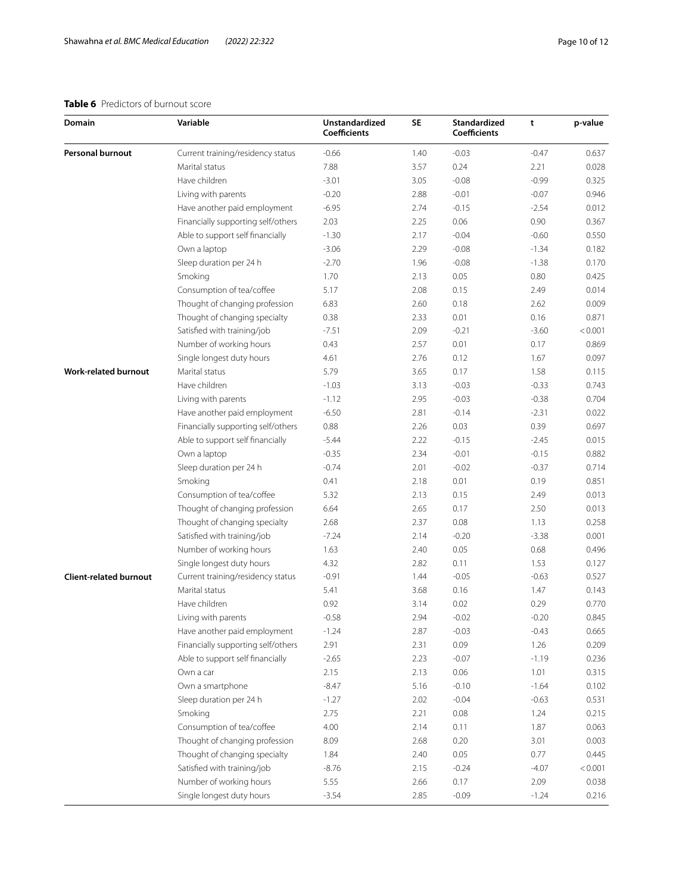**Table 6** Predictors of burnout score

| Domain | Variable | Unstandardized Coefficients | SE | Standardized Coefficients | t | p-value |
|---|---|---|---|---|---|---|
| **Personal burnout** | Current training/residency status | -0.66 | 1.40 | -0.03 | -0.47 | 0.637 |
| | Marital status | 7.88 | 3.57 | 0.24 | 2.21 | 0.028 |
| | Have children | -3.01 | 3.05 | -0.08 | -0.99 | 0.325 |
| | Living with parents | -0.20 | 2.88 | -0.01 | -0.07 | 0.946 |
| | Have another paid employment | -6.95 | 2.74 | -0.15 | -2.54 | 0.012 |
| | Financially supporting self/others | 2.03 | 2.25 | 0.06 | 0.90 | 0.367 |
| | Able to support self financially | -1.30 | 2.17 | -0.04 | -0.60 | 0.550 |
| | Own a laptop | -3.06 | 2.29 | -0.08 | -1.34 | 0.182 |
| | Sleep duration per 24 h | -2.70 | 1.96 | -0.08 | -1.38 | 0.170 |
| | Smoking | 1.70 | 2.13 | 0.05 | 0.80 | 0.425 |
| | Consumption of tea/coffee | 5.17 | 2.08 | 0.15 | 2.49 | 0.014 |
| | Thought of changing profession | 6.83 | 2.60 | 0.18 | 2.62 | 0.009 |
| | Thought of changing specialty | 0.38 | 2.33 | 0.01 | 0.16 | 0.871 |
| | Satisfied with training/job | -7.51 | 2.09 | -0.21 | -3.60 | < 0.001 |
| | Number of working hours | 0.43 | 2.57 | 0.01 | 0.17 | 0.869 |
| | Single longest duty hours | 4.61 | 2.76 | 0.12 | 1.67 | 0.097 |
| **Work-related burnout** | Marital status | 5.79 | 3.65 | 0.17 | 1.58 | 0.115 |
| | Have children | -1.03 | 3.13 | -0.03 | -0.33 | 0.743 |
| | Living with parents | -1.12 | 2.95 | -0.03 | -0.38 | 0.704 |
| | Have another paid employment | -6.50 | 2.81 | -0.14 | -2.31 | 0.022 |
| | Financially supporting self/others | 0.88 | 2.26 | 0.03 | 0.39 | 0.697 |
| | Able to support self financially | -5.44 | 2.22 | -0.15 | -2.45 | 0.015 |
| | Own a laptop | -0.35 | 2.34 | -0.01 | -0.15 | 0.882 |
| | Sleep duration per 24 h | -0.74 | 2.01 | -0.02 | -0.37 | 0.714 |
| | Smoking | 0.41 | 2.18 | 0.01 | 0.19 | 0.851 |
| | Consumption of tea/coffee | 5.32 | 2.13 | 0.15 | 2.49 | 0.013 |
| | Thought of changing profession | 6.64 | 2.65 | 0.17 | 2.50 | 0.013 |
| | Thought of changing specialty | 2.68 | 2.37 | 0.08 | 1.13 | 0.258 |
| | Satisfied with training/job | -7.24 | 2.14 | -0.20 | -3.38 | 0.001 |
| | Number of working hours | 1.63 | 2.40 | 0.05 | 0.68 | 0.496 |
| | Single longest duty hours | 4.32 | 2.82 | 0.11 | 1.53 | 0.127 |
| **Client-related burnout** | Current training/residency status | -0.91 | 1.44 | -0.05 | -0.63 | 0.527 |
| | Marital status | 5.41 | 3.68 | 0.16 | 1.47 | 0.143 |
| | Have children | 0.92 | 3.14 | 0.02 | 0.29 | 0.770 |
| | Living with parents | -0.58 | 2.94 | -0.02 | -0.20 | 0.845 |
| | Have another paid employment | -1.24 | 2.87 | -0.03 | -0.43 | 0.665 |
| | Financially supporting self/others | 2.91 | 2.31 | 0.09 | 1.26 | 0.209 |
| | Able to support self financially | -2.65 | 2.23 | -0.07 | -1.19 | 0.236 |
| | Own a car | 2.15 | 2.13 | 0.06 | 1.01 | 0.315 |
| | Own a smartphone | -8.47 | 5.16 | -0.10 | -1.64 | 0.102 |
| | Sleep duration per 24 h | -1.27 | 2.02 | -0.04 | -0.63 | 0.531 |
| | Smoking | 2.75 | 2.21 | 0.08 | 1.24 | 0.215 |
| | Consumption of tea/coffee | 4.00 | 2.14 | 0.11 | 1.87 | 0.063 |
| | Thought of changing profession | 8.09 | 2.68 | 0.20 | 3.01 | 0.003 |
| | Thought of changing specialty | 1.84 | 2.40 | 0.05 | 0.77 | 0.445 |
| | Satisfied with training/job | -8.76 | 2.15 | -0.24 | -4.07 | < 0.001 |
| | Number of working hours | 5.55 | 2.66 | 0.17 | 2.09 | 0.038 |
| | Single longest duty hours | -3.54 | 2.85 | -0.09 | -1.24 | 0.216 |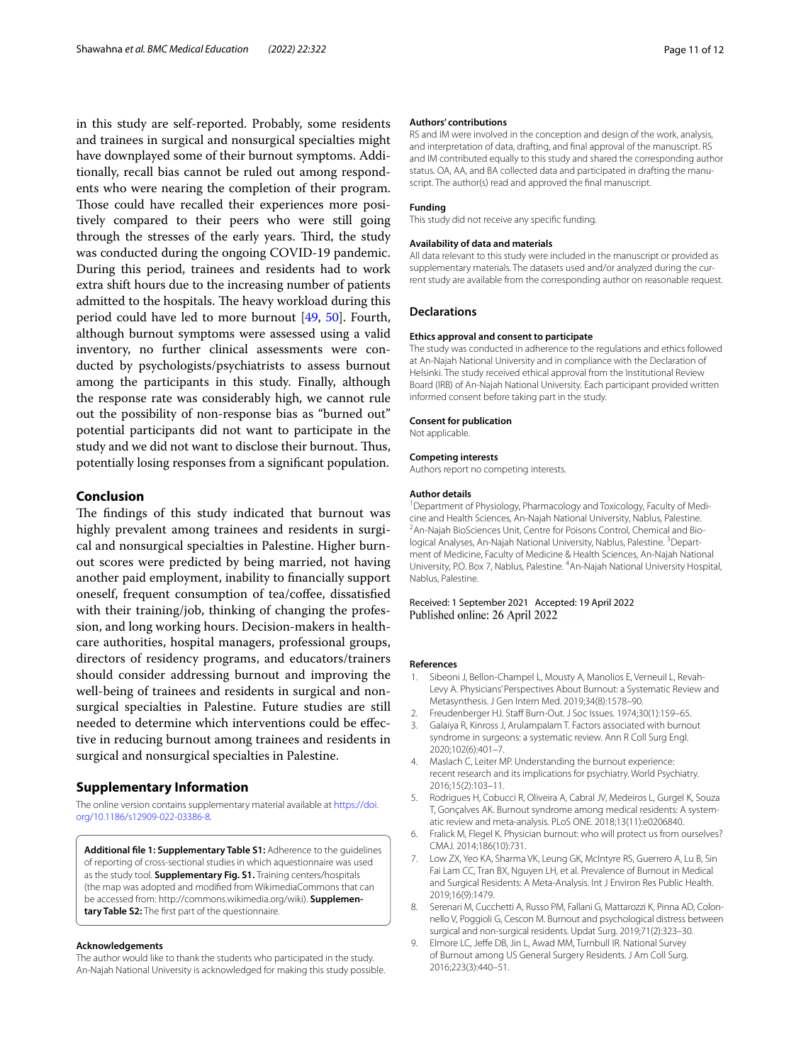in this study are self-reported. Probably, some residents and trainees in surgical and nonsurgical specialties might have downplayed some of their burnout symptoms. Additionally, recall bias cannot be ruled out among respondents who were nearing the completion of their program. Those could have recalled their experiences more positively compared to their peers who were still going through the stresses of the early years. Third, the study was conducted during the ongoing COVID-19 pandemic. During this period, trainees and residents had to work extra shift hours due to the increasing number of patients admitted to the hospitals. The heavy workload during this period could have led to more burnout [49, 50]. Fourth, although burnout symptoms were assessed using a valid inventory, no further clinical assessments were conducted by psychologists/psychiatrists to assess burnout among the participants in this study. Finally, although the response rate was considerably high, we cannot rule out the possibility of non-response bias as "burned out" potential participants did not want to participate in the study and we did not want to disclose their burnout. Thus, potentially losing responses from a significant population.

## Conclusion

The findings of this study indicated that burnout was highly prevalent among trainees and residents in surgical and nonsurgical specialties in Palestine. Higher burnout scores were predicted by being married, not having another paid employment, inability to financially support oneself, frequent consumption of tea/coffee, dissatisfied with their training/job, thinking of changing the profession, and long working hours. Decision-makers in healthcare authorities, hospital managers, professional groups, directors of residency programs, and educators/trainers should consider addressing burnout and improving the well-being of trainees and residents in surgical and nonsurgical specialties in Palestine. Future studies are still needed to determine which interventions could be effective in reducing burnout among trainees and residents in surgical and nonsurgical specialties in Palestine.

## Supplementary Information

The online version contains supplementary material available at https://doi.org/10.1186/s12909-022-03386-8.

**Additional file 1: Supplementary Table S1:** Adherence to the guidelines of reporting of cross-sectional studies in which aquestionnaire was used as the study tool. **Supplementary Fig. S1.** Training centers/hospitals (the map was adopted and modified from WikimediaCommons that can be accessed from: http://commons.wikimedia.org/wiki). **Supplementary Table S2:** The first part of the questionnaire.

#### Acknowledgements

The author would like to thank the students who participated in the study. An-Najah National University is acknowledged for making this study possible.

#### Authors' contributions

RS and IM were involved in the conception and design of the work, analysis, and interpretation of data, drafting, and final approval of the manuscript. RS and IM contributed equally to this study and shared the corresponding author status. OA, AA, and BA collected data and participated in drafting the manuscript. The author(s) read and approved the final manuscript.

#### Funding

This study did not receive any specific funding.

#### Availability of data and materials

All data relevant to this study were included in the manuscript or provided as supplementary materials. The datasets used and/or analyzed during the current study are available from the corresponding author on reasonable request.

## Declarations

#### Ethics approval and consent to participate

The study was conducted in adherence to the regulations and ethics followed at An-Najah National University and in compliance with the Declaration of Helsinki. The study received ethical approval from the Institutional Review Board (IRB) of An-Najah National University. Each participant provided written informed consent before taking part in the study.

#### Consent for publication

Not applicable.

#### Competing interests

Authors report no competing interests.

#### Author details

[1]Department of Physiology, Pharmacology and Toxicology, Faculty of Medicine and Health Sciences, An-Najah National University, Nablus, Palestine. [2]An-Najah BioSciences Unit, Centre for Poisons Control, Chemical and Biological Analyses, An-Najah National University, Nablus, Palestine. [3]Department of Medicine, Faculty of Medicine & Health Sciences, An-Najah National University, P.O. Box 7, Nablus, Palestine. [4]An-Najah National University Hospital, Nablus, Palestine.

Received: 1 September 2021 Accepted: 19 April 2022
Published online: 26 April 2022

#### References

1. Sibeoni J, Bellon-Champel L, Mousty A, Manolios E, Verneuil L, Revah-Levy A. Physicians' Perspectives About Burnout: a Systematic Review and Metasynthesis. J Gen Intern Med. 2019;34(8):1578–90.
2. Freudenberger HJ. Staff Burn-Out. J Soc Issues. 1974;30(1):159–65.
3. Galaiya R, Kinross J, Arulampalam T. Factors associated with burnout syndrome in surgeons: a systematic review. Ann R Coll Surg Engl. 2020;102(6):401–7.
4. Maslach C, Leiter MP. Understanding the burnout experience: recent research and its implications for psychiatry. World Psychiatry. 2016;15(2):103–11.
5. Rodrigues H, Cobucci R, Oliveira A, Cabral JV, Medeiros L, Gurgel K, Souza T, Gonçalves AK. Burnout syndrome among medical residents: A systematic review and meta-analysis. PLoS ONE. 2018;13(11):e0206840.
6. Fralick M, Flegel K. Physician burnout: who will protect us from ourselves? CMAJ. 2014;186(10):731.
7. Low ZX, Yeo KA, Sharma VK, Leung GK, McIntyre RS, Guerrero A, Lu B, Sin Fai Lam CC, Tran BX, Nguyen LH, et al. Prevalence of Burnout in Medical and Surgical Residents: A Meta-Analysis. Int J Environ Res Public Health. 2019;16(9):1479.
8. Serenari M, Cucchetti A, Russo PM, Fallani G, Mattarozzi K, Pinna AD, Colonnello V, Poggioli G, Cescon M. Burnout and psychological distress between surgical and non-surgical residents. Updat Surg. 2019;71(2):323–30.
9. Elmore LC, Jeffe DB, Jin L, Awad MM, Turnbull IR. National Survey of Burnout among US General Surgery Residents. J Am Coll Surg. 2016;223(3):440–51.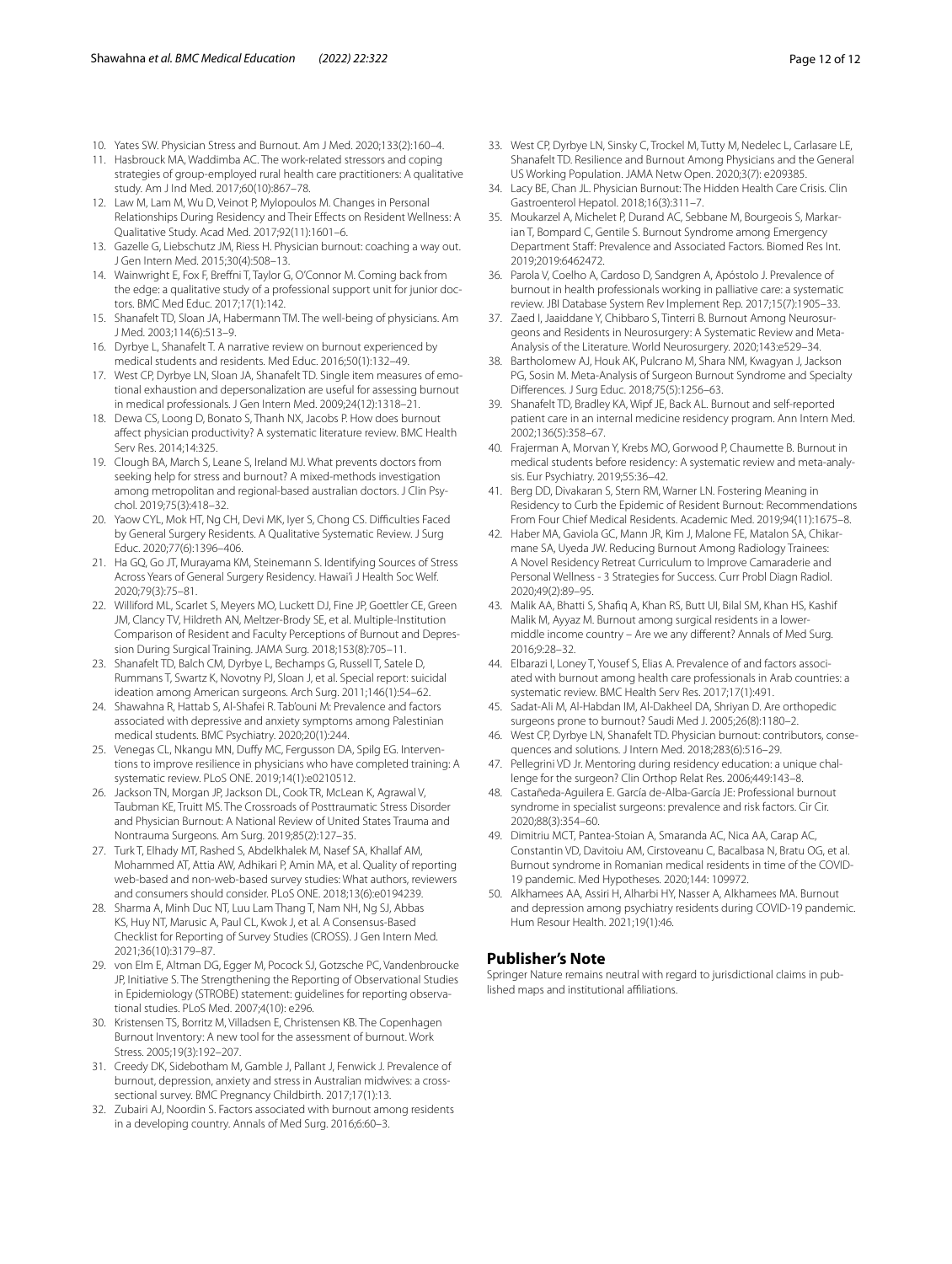10. Yates SW. Physician Stress and Burnout. Am J Med. 2020;133(2):160–4.
11. Hasbrouck MA, Waddimba AC. The work-related stressors and coping strategies of group-employed rural health care practitioners: A qualitative study. Am J Ind Med. 2017;60(10):867–78.
12. Law M, Lam M, Wu D, Veinot P, Mylopoulos M. Changes in Personal Relationships During Residency and Their Effects on Resident Wellness: A Qualitative Study. Acad Med. 2017;92(11):1601–6.
13. Gazelle G, Liebschutz JM, Riess H. Physician burnout: coaching a way out. J Gen Intern Med. 2015;30(4):508–13.
14. Wainwright E, Fox F, Breffni T, Taylor G, O'Connor M. Coming back from the edge: a qualitative study of a professional support unit for junior doctors. BMC Med Educ. 2017;17(1):142.
15. Shanafelt TD, Sloan JA, Habermann TM. The well-being of physicians. Am J Med. 2003;114(6):513–9.
16. Dyrbye L, Shanafelt T. A narrative review on burnout experienced by medical students and residents. Med Educ. 2016;50(1):132–49.
17. West CP, Dyrbye LN, Sloan JA, Shanafelt TD. Single item measures of emotional exhaustion and depersonalization are useful for assessing burnout in medical professionals. J Gen Intern Med. 2009;24(12):1318–21.
18. Dewa CS, Loong D, Bonato S, Thanh NX, Jacobs P. How does burnout affect physician productivity? A systematic literature review. BMC Health Serv Res. 2014;14:325.
19. Clough BA, March S, Leane S, Ireland MJ. What prevents doctors from seeking help for stress and burnout? A mixed-methods investigation among metropolitan and regional-based australian doctors. J Clin Psychol. 2019;75(3):418–32.
20. Yaow CYL, Mok HT, Ng CH, Devi MK, Iyer S, Chong CS. Difficulties Faced by General Surgery Residents. A Qualitative Systematic Review. J Surg Educ. 2020;77(6):1396–406.
21. Ha GQ, Go JT, Murayama KM, Steinemann S. Identifying Sources of Stress Across Years of General Surgery Residency. Hawai'i J Health Soc Welf. 2020;79(3):75–81.
22. Williford ML, Scarlet S, Meyers MO, Luckett DJ, Fine JP, Goettler CE, Green JM, Clancy TV, Hildreth AN, Meltzer-Brody SE, et al. Multiple-Institution Comparison of Resident and Faculty Perceptions of Burnout and Depression During Surgical Training. JAMA Surg. 2018;153(8):705–11.
23. Shanafelt TD, Balch CM, Dyrbye L, Bechamps G, Russell T, Satele D, Rummans T, Swartz K, Novotny PJ, Sloan J, et al. Special report: suicidal ideation among American surgeons. Arch Surg. 2011;146(1):54–62.
24. Shawahna R, Hattab S, Al-Shafei R. Tab'ouni M: Prevalence and factors associated with depressive and anxiety symptoms among Palestinian medical students. BMC Psychiatry. 2020;20(1):244.
25. Venegas CL, Nkangu MN, Duffy MC, Fergusson DA, Spilg EG. Interventions to improve resilience in physicians who have completed training: A systematic review. PLoS ONE. 2019;14(1):e0210512.
26. Jackson TN, Morgan JP, Jackson DL, Cook TR, McLean K, Agrawal V, Taubman KE, Truitt MS. The Crossroads of Posttraumatic Stress Disorder and Physician Burnout: A National Review of United States Trauma and Nontrauma Surgeons. Am Surg. 2019;85(2):127–35.
27. Turk T, Elhady MT, Rashed S, Abdelkhalek M, Nasef SA, Khallaf AM, Mohammed AT, Attia AW, Adhikari P, Amin MA, et al. Quality of reporting web-based and non-web-based survey studies: What authors, reviewers and consumers should consider. PLoS ONE. 2018;13(6):e0194239.
28. Sharma A, Minh Duc NT, Luu Lam Thang T, Nam NH, Ng SJ, Abbas KS, Huy NT, Marusic A, Paul CL, Kwok J, et al. A Consensus-Based Checklist for Reporting of Survey Studies (CROSS). J Gen Intern Med. 2021;36(10):3179–87.
29. von Elm E, Altman DG, Egger M, Pocock SJ, Gotzsche PC, Vandenbroucke JP, Initiative S. The Strengthening the Reporting of Observational Studies in Epidemiology (STROBE) statement: guidelines for reporting observational studies. PLoS Med. 2007;4(10): e296.
30. Kristensen TS, Borritz M, Villadsen E, Christensen KB. The Copenhagen Burnout Inventory: A new tool for the assessment of burnout. Work Stress. 2005;19(3):192–207.
31. Creedy DK, Sidebotham M, Gamble J, Pallant J, Fenwick J. Prevalence of burnout, depression, anxiety and stress in Australian midwives: a cross-sectional survey. BMC Pregnancy Childbirth. 2017;17(1):13.
32. Zubairi AJ, Noordin S. Factors associated with burnout among residents in a developing country. Annals of Med Surg. 2016;6:60–3.
33. West CP, Dyrbye LN, Sinsky C, Trockel M, Tutty M, Nedelec L, Carlasare LE, Shanafelt TD. Resilience and Burnout Among Physicians and the General US Working Population. JAMA Netw Open. 2020;3(7): e209385.
34. Lacy BE, Chan JL. Physician Burnout: The Hidden Health Care Crisis. Clin Gastroenterol Hepatol. 2018;16(3):311–7.
35. Moukarzel A, Michelet P, Durand AC, Sebbane M, Bourgeois S, Markarian T, Bompard C, Gentile S. Burnout Syndrome among Emergency Department Staff: Prevalence and Associated Factors. Biomed Res Int. 2019;2019:6462472.
36. Parola V, Coelho A, Cardoso D, Sandgren A, Apóstolo J. Prevalence of burnout in health professionals working in palliative care: a systematic review. JBI Database System Rev Implement Rep. 2017;15(7):1905–33.
37. Zaed I, Jaaiddane Y, Chibbaro S, Tinterri B. Burnout Among Neurosurgeons and Residents in Neurosurgery: A Systematic Review and Meta-Analysis of the Literature. World Neurosurgery. 2020;143:e529–34.
38. Bartholomew AJ, Houk AK, Pulcrano M, Shara NM, Kwagyan J, Jackson PG, Sosin M. Meta-Analysis of Surgeon Burnout Syndrome and Specialty Differences. J Surg Educ. 2018;75(5):1256–63.
39. Shanafelt TD, Bradley KA, Wipf JE, Back AL. Burnout and self-reported patient care in an internal medicine residency program. Ann Intern Med. 2002;136(5):358–67.
40. Frajerman A, Morvan Y, Krebs MO, Gorwood P, Chaumette B. Burnout in medical students before residency: A systematic review and meta-analysis. Eur Psychiatry. 2019;55:36–42.
41. Berg DD, Divakaran S, Stern RM, Warner LN. Fostering Meaning in Residency to Curb the Epidemic of Resident Burnout: Recommendations From Four Chief Medical Residents. Academic Med. 2019;94(11):1675–8.
42. Haber MA, Gaviola GC, Mann JR, Kim J, Malone FE, Matalon SA, Chikarmane SA, Uyeda JW. Reducing Burnout Among Radiology Trainees: A Novel Residency Retreat Curriculum to Improve Camaraderie and Personal Wellness - 3 Strategies for Success. Curr Probl Diagn Radiol. 2020;49(2):89–95.
43. Malik AA, Bhatti S, Shafiq A, Khan RS, Butt UI, Bilal SM, Khan HS, Kashif Malik M, Ayyaz M. Burnout among surgical residents in a lower-middle income country – Are we any different? Annals of Med Surg. 2016;9:28–32.
44. Elbarazi I, Loney T, Yousef S, Elias A. Prevalence of and factors associated with burnout among health care professionals in Arab countries: a systematic review. BMC Health Serv Res. 2017;17(1):491.
45. Sadat-Ali M, Al-Habdan IM, Al-Dakheel DA, Shriyan D. Are orthopedic surgeons prone to burnout? Saudi Med J. 2005;26(8):1180–2.
46. West CP, Dyrbye LN, Shanafelt TD. Physician burnout: contributors, consequences and solutions. J Intern Med. 2018;283(6):516–29.
47. Pellegrini VD Jr. Mentoring during residency education: a unique challenge for the surgeon? Clin Orthop Relat Res. 2006;449:143–8.
48. Castañeda-Aguilera E. García de-Alba-García JE: Professional burnout syndrome in specialist surgeons: prevalence and risk factors. Cir Cir. 2020;88(3):354–60.
49. Dimitriu MCT, Pantea-Stoian A, Smaranda AC, Nica AA, Carap AC, Constantin VD, Davitoiu AM, Cirstoveanu C, Bacalbasa N, Bratu OG, et al. Burnout syndrome in Romanian medical residents in time of the COVID-19 pandemic. Med Hypotheses. 2020;144: 109972.
50. Alkhamees AA, Assiri H, Alharbi HY, Nasser A, Alkhamees MA. Burnout and depression among psychiatry residents during COVID-19 pandemic. Hum Resour Health. 2021;19(1):46.

## Publisher's Note

Springer Nature remains neutral with regard to jurisdictional claims in published maps and institutional affiliations.